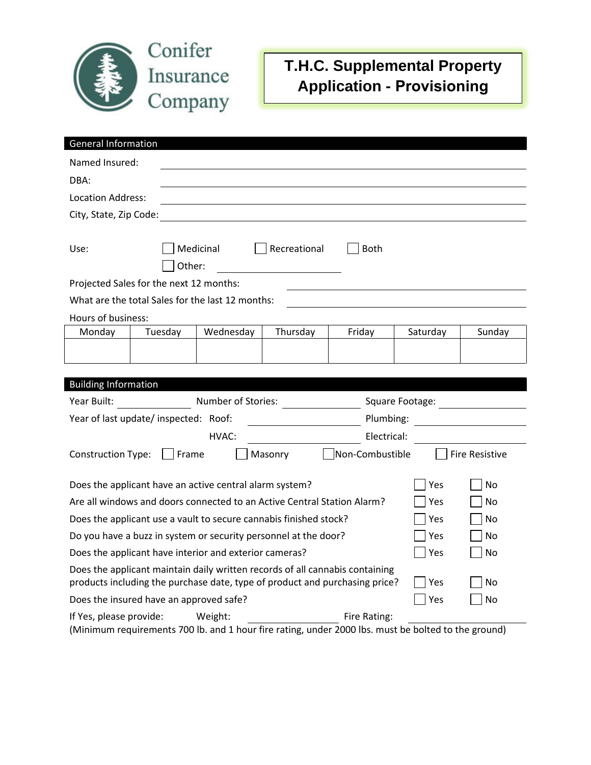Conifer Insurance Company

# T.H.C. Supplemental Property Application - Provisioning

## General Information

Named Insured: ______________________________

DBA: ______________________________

Location Address: ______________________________

City, State, Zip Code: ______________________________

Use: ☐ Medicinal ☐ Recreational ☐ Both

☐ Other: ______________

Projected Sales for the next 12 months: ______________

What are the total Sales for the last 12 months: ______________

Hours of business:

| Monday | Tuesday | Wednesday | Thursday | Friday | Saturday | Sunday |
|---|---|---|---|---|---|---|
| | | | | | | |

## Building Information

Year Built: __________ Number of Stories: __________ Square Footage: __________

Year of last update/ inspected: Roof: __________ Plumbing: __________

HVAC: __________ Electrical: __________

Construction Type: ☐ Frame ☐ Masonry ☐ Non-Combustible ☐ Fire Resistive

Does the applicant have an active central alarm system? ☐ Yes ☐ No

Are all windows and doors connected to an Active Central Station Alarm? ☐ Yes ☐ No

Does the applicant use a vault to secure cannabis finished stock? ☐ Yes ☐ No

Do you have a buzz in system or security personnel at the door? ☐ Yes ☐ No

Does the applicant have interior and exterior cameras? ☐ Yes ☐ No

Does the applicant maintain daily written records of all cannabis containing products including the purchase date, type of product and purchasing price? ☐ Yes ☐ No

Does the insured have an approved safe? ☐ Yes ☐ No

If Yes, please provide: Weight: __________ Fire Rating: __________

(Minimum requirements 700 lb. and 1 hour fire rating, under 2000 lbs. must be bolted to the ground)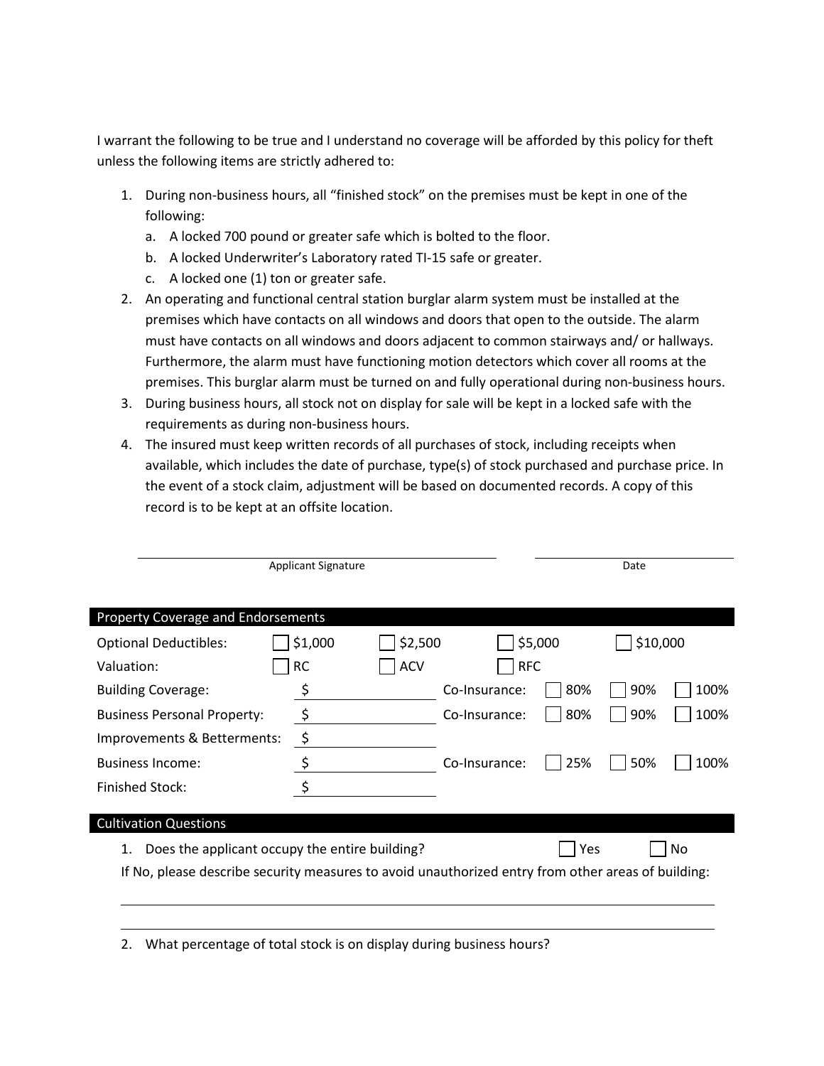I warrant the following to be true and I understand no coverage will be afforded by this policy for theft unless the following items are strictly adhered to:

1. During non-business hours, all "finished stock" on the premises must be kept in one of the following:
   a. A locked 700 pound or greater safe which is bolted to the floor.
   b. A locked Underwriter's Laboratory rated TI-15 safe or greater.
   c. A locked one (1) ton or greater safe.
2. An operating and functional central station burglar alarm system must be installed at the premises which have contacts on all windows and doors that open to the outside. The alarm must have contacts on all windows and doors adjacent to common stairways and/ or hallways. Furthermore, the alarm must have functioning motion detectors which cover all rooms at the premises. This burglar alarm must be turned on and fully operational during non-business hours.
3. During business hours, all stock not on display for sale will be kept in a locked safe with the requirements as during non-business hours.
4. The insured must keep written records of all purchases of stock, including receipts when available, which includes the date of purchase, type(s) of stock purchased and purchase price. In the event of a stock claim, adjustment will be based on documented records. A copy of this record is to be kept at an offsite location.

\_\_\_\_\_\_\_\_\_\_\_\_\_\_\_\_\_\_\_\_\_\_\_\_\_\_\_\_\_\_\_\_\_\_\_\_ Applicant Signature

\_\_\_\_\_\_\_\_\_\_\_\_\_\_\_\_\_\_\_\_ Date

## Property Coverage and Endorsements

| | | | | | | |
|---|---|---|---|---|---|---|
| Optional Deductibles: | ☐ $1,000 | ☐ $2,500 | ☐ $5,000 | | ☐ $10,000 | |
| Valuation: | ☐ RC | ☐ ACV | ☐ RFC | | | |
| Building Coverage: | $ \_\_\_\_\_\_\_\_ | | Co-Insurance: | ☐ 80% | ☐ 90% | ☐ 100% |
| Business Personal Property: | $ \_\_\_\_\_\_\_\_ | | Co-Insurance: | ☐ 80% | ☐ 90% | ☐ 100% |
| Improvements & Betterments: | $ \_\_\_\_\_\_\_\_ | | | | | |
| Business Income: | $ \_\_\_\_\_\_\_\_ | | Co-Insurance: | ☐ 25% | ☐ 50% | ☐ 100% |
| Finished Stock: | $ \_\_\_\_\_\_\_\_ | | | | | |

## Cultivation Questions

1. Does the applicant occupy the entire building? ☐ Yes ☐ No

   If No, please describe security measures to avoid unauthorized entry from other areas of building:

   \_\_\_\_\_\_\_\_\_\_\_\_\_\_\_\_\_\_\_\_\_\_\_\_\_\_\_\_\_\_\_\_\_\_\_\_\_\_\_\_\_\_\_\_\_\_\_\_\_\_\_\_\_\_\_\_

   \_\_\_\_\_\_\_\_\_\_\_\_\_\_\_\_\_\_\_\_\_\_\_\_\_\_\_\_\_\_\_\_\_\_\_\_\_\_\_\_\_\_\_\_\_\_\_\_\_\_\_\_\_\_\_\_

2. What percentage of total stock is on display during business hours?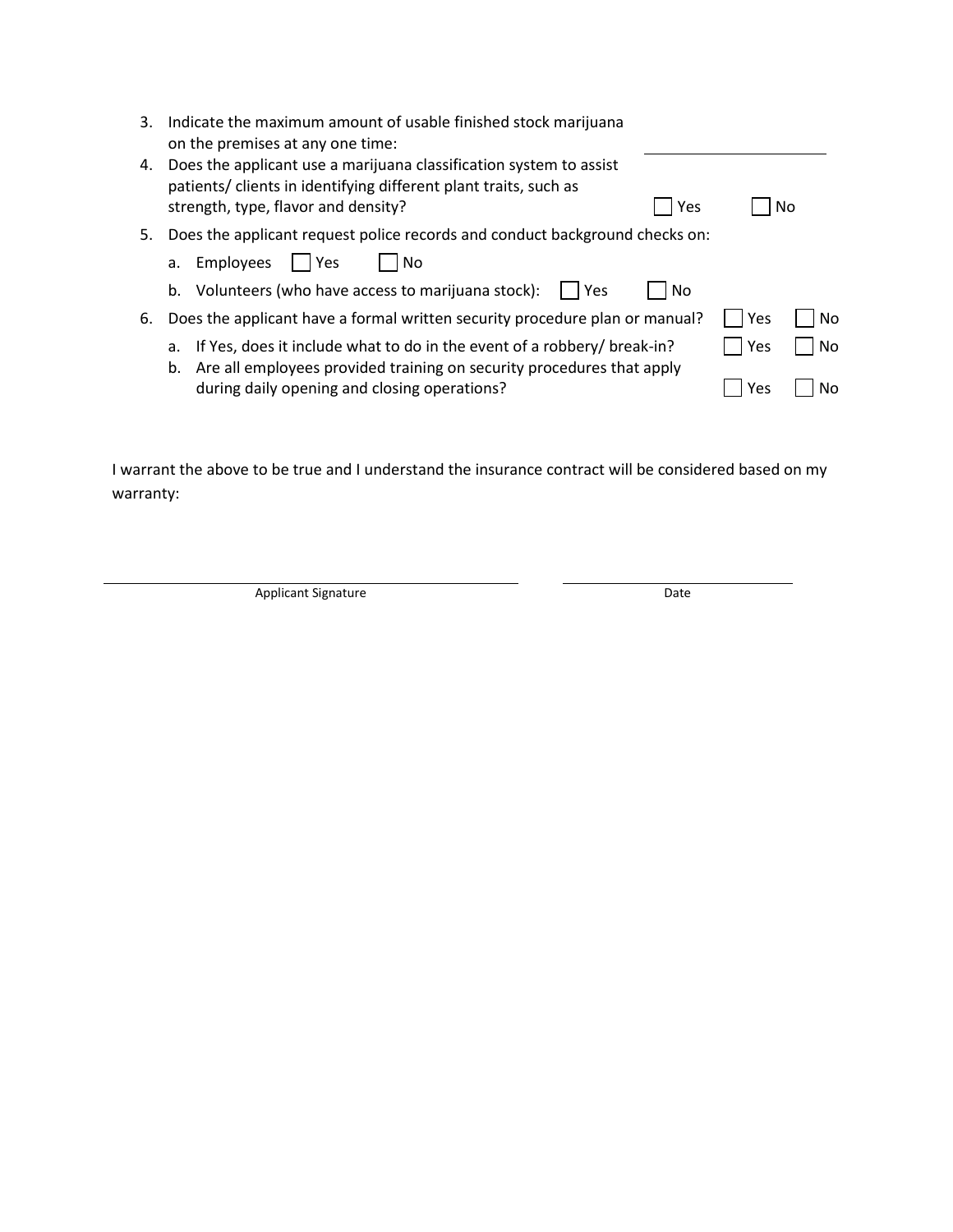3. Indicate the maximum amount of usable finished stock marijuana on the premises at any one time: \_\_\_\_\_\_\_\_\_\_\_\_\_\_\_\_\_\_\_\_
4. Does the applicant use a marijuana classification system to assist patients/ clients in identifying different plant traits, such as strength, type, flavor and density? ☐ Yes ☐ No
5. Does the applicant request police records and conduct background checks on:
   a. Employees ☐ Yes ☐ No
   b. Volunteers (who have access to marijuana stock): ☐ Yes ☐ No
6. Does the applicant have a formal written security procedure plan or manual? ☐ Yes ☐ No
   a. If Yes, does it include what to do in the event of a robbery/ break-in? ☐ Yes ☐ No
   b. Are all employees provided training on security procedures that apply during daily opening and closing operations? ☐ Yes ☐ No

I warrant the above to be true and I understand the insurance contract will be considered based on my warranty:

\_\_\_\_\_\_\_\_\_\_\_\_\_\_\_\_\_\_\_\_\_\_\_\_\_\_\_\_\_\_ \_\_\_\_\_\_\_\_\_\_\_\_\_\_\_\_\_\_\_\_

Applicant Signature Date